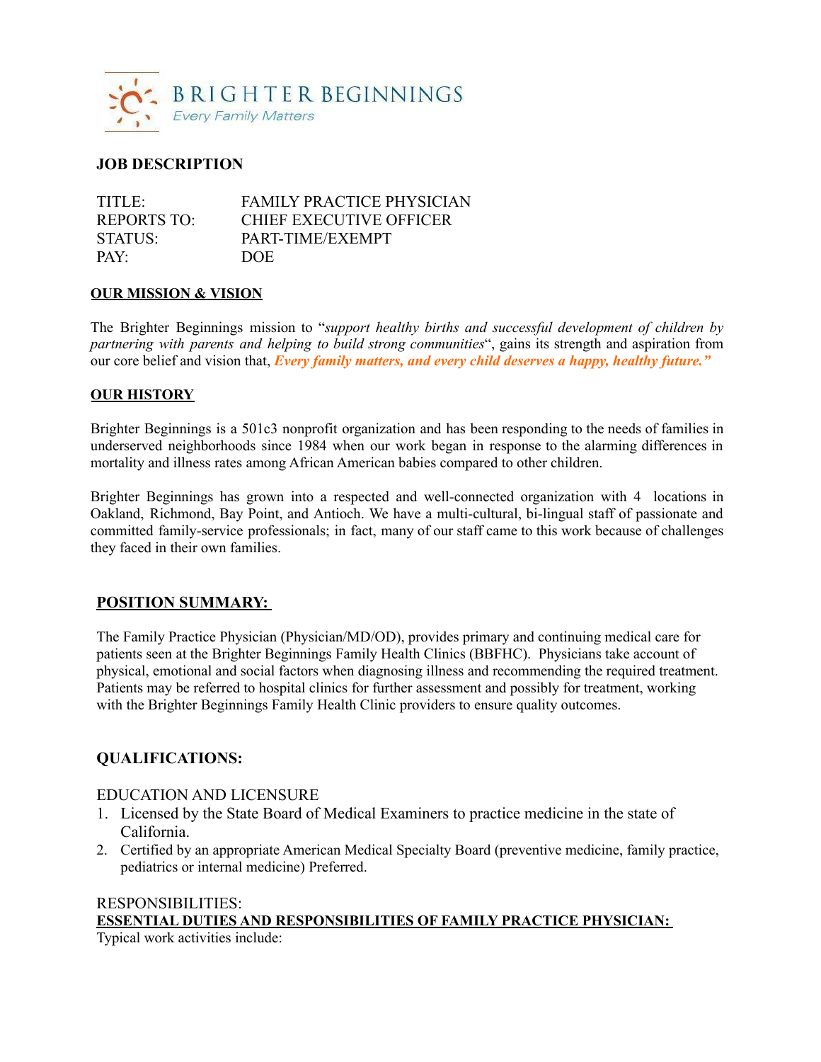BRIGHTER BEGINNINGS
*Every Family Matters*

## JOB DESCRIPTION

| | |
|---|---|
| TITLE: | FAMILY PRACTICE PHYSICIAN |
| REPORTS TO: | CHIEF EXECUTIVE OFFICER |
| STATUS: | PART-TIME/EXEMPT |
| PAY: | DOE |

### OUR MISSION & VISION

The Brighter Beginnings mission to "*support healthy births and successful development of children by partnering with parents and helping to build strong communities*", gains its strength and aspiration from our core belief and vision that, ***Every family matters, and every child deserves a happy, healthy future."***

### OUR HISTORY

Brighter Beginnings is a 501c3 nonprofit organization and has been responding to the needs of families in underserved neighborhoods since 1984 when our work began in response to the alarming differences in mortality and illness rates among African American babies compared to other children.

Brighter Beginnings has grown into a respected and well-connected organization with 4 locations in Oakland, Richmond, Bay Point, and Antioch. We have a multi-cultural, bi-lingual staff of passionate and committed family-service professionals; in fact, many of our staff came to this work because of challenges they faced in their own families.

### POSITION SUMMARY:

The Family Practice Physician (Physician/MD/OD), provides primary and continuing medical care for patients seen at the Brighter Beginnings Family Health Clinics (BBFHC). Physicians take account of physical, emotional and social factors when diagnosing illness and recommending the required treatment. Patients may be referred to hospital clinics for further assessment and possibly for treatment, working with the Brighter Beginnings Family Health Clinic providers to ensure quality outcomes.

## QUALIFICATIONS:

EDUCATION AND LICENSURE

1. Licensed by the State Board of Medical Examiners to practice medicine in the state of California.
2. Certified by an appropriate American Medical Specialty Board (preventive medicine, family practice, pediatrics or internal medicine) Preferred.

RESPONSIBILITIES:

**ESSENTIAL DUTIES AND RESPONSIBILITIES OF FAMILY PRACTICE PHYSICIAN:**

Typical work activities include: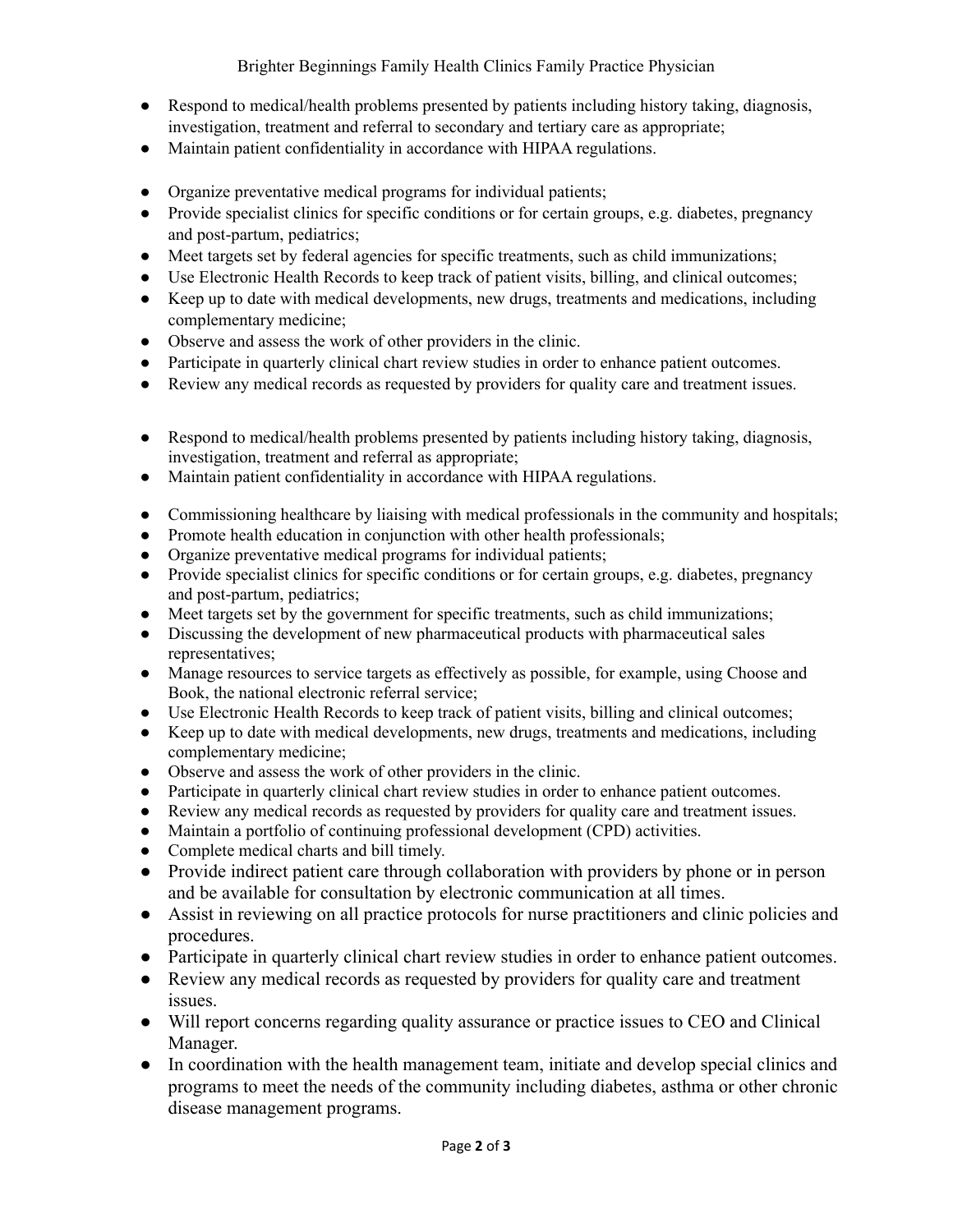- Respond to medical/health problems presented by patients including history taking, diagnosis, investigation, treatment and referral to secondary and tertiary care as appropriate;
- Maintain patient confidentiality in accordance with HIPAA regulations.

- Organize preventative medical programs for individual patients;
- Provide specialist clinics for specific conditions or for certain groups, e.g. diabetes, pregnancy and post-partum, pediatrics;
- Meet targets set by federal agencies for specific treatments, such as child immunizations;
- Use Electronic Health Records to keep track of patient visits, billing, and clinical outcomes;
- Keep up to date with medical developments, new drugs, treatments and medications, including complementary medicine;
- Observe and assess the work of other providers in the clinic.
- Participate in quarterly clinical chart review studies in order to enhance patient outcomes.
- Review any medical records as requested by providers for quality care and treatment issues.

- Respond to medical/health problems presented by patients including history taking, diagnosis, investigation, treatment and referral as appropriate;
- Maintain patient confidentiality in accordance with HIPAA regulations.

- Commissioning healthcare by liaising with medical professionals in the community and hospitals;
- Promote health education in conjunction with other health professionals;
- Organize preventative medical programs for individual patients;
- Provide specialist clinics for specific conditions or for certain groups, e.g. diabetes, pregnancy and post-partum, pediatrics;
- Meet targets set by the government for specific treatments, such as child immunizations;
- Discussing the development of new pharmaceutical products with pharmaceutical sales representatives;
- Manage resources to service targets as effectively as possible, for example, using Choose and Book, the national electronic referral service;
- Use Electronic Health Records to keep track of patient visits, billing and clinical outcomes;
- Keep up to date with medical developments, new drugs, treatments and medications, including complementary medicine;
- Observe and assess the work of other providers in the clinic.
- Participate in quarterly clinical chart review studies in order to enhance patient outcomes.
- Review any medical records as requested by providers for quality care and treatment issues.
- Maintain a portfolio of continuing professional development (CPD) activities.
- Complete medical charts and bill timely.
- Provide indirect patient care through collaboration with providers by phone or in person and be available for consultation by electronic communication at all times.
- Assist in reviewing on all practice protocols for nurse practitioners and clinic policies and procedures.
- Participate in quarterly clinical chart review studies in order to enhance patient outcomes.
- Review any medical records as requested by providers for quality care and treatment issues.
- Will report concerns regarding quality assurance or practice issues to CEO and Clinical Manager.
- In coordination with the health management team, initiate and develop special clinics and programs to meet the needs of the community including diabetes, asthma or other chronic disease management programs.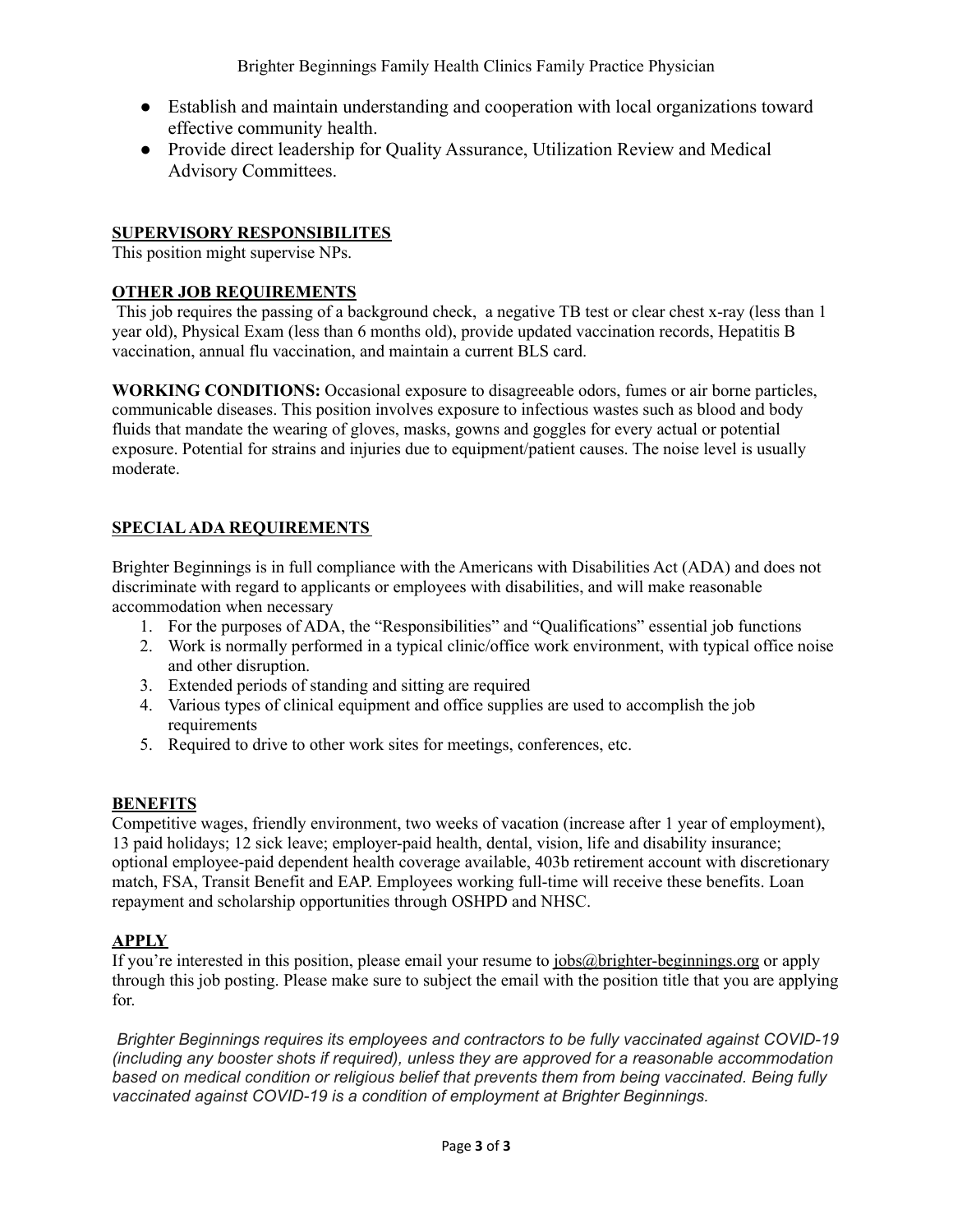- Establish and maintain understanding and cooperation with local organizations toward effective community health.
- Provide direct leadership for Quality Assurance, Utilization Review and Medical Advisory Committees.

## SUPERVISORY RESPONSIBILITES

This position might supervise NPs.

## OTHER JOB REQUIREMENTS

This job requires the passing of a background check, a negative TB test or clear chest x-ray (less than 1 year old), Physical Exam (less than 6 months old), provide updated vaccination records, Hepatitis B vaccination, annual flu vaccination, and maintain a current BLS card.

**WORKING CONDITIONS:** Occasional exposure to disagreeable odors, fumes or air borne particles, communicable diseases. This position involves exposure to infectious wastes such as blood and body fluids that mandate the wearing of gloves, masks, gowns and goggles for every actual or potential exposure. Potential for strains and injuries due to equipment/patient causes. The noise level is usually moderate.

## SPECIAL ADA REQUIREMENTS

Brighter Beginnings is in full compliance with the Americans with Disabilities Act (ADA) and does not discriminate with regard to applicants or employees with disabilities, and will make reasonable accommodation when necessary

1. For the purposes of ADA, the "Responsibilities" and "Qualifications" essential job functions
2. Work is normally performed in a typical clinic/office work environment, with typical office noise and other disruption.
3. Extended periods of standing and sitting are required
4. Various types of clinical equipment and office supplies are used to accomplish the job requirements
5. Required to drive to other work sites for meetings, conferences, etc.

## BENEFITS

Competitive wages, friendly environment, two weeks of vacation (increase after 1 year of employment), 13 paid holidays; 12 sick leave; employer-paid health, dental, vision, life and disability insurance; optional employee-paid dependent health coverage available, 403b retirement account with discretionary match, FSA, Transit Benefit and EAP. Employees working full-time will receive these benefits. Loan repayment and scholarship opportunities through OSHPD and NHSC.

## APPLY

If you're interested in this position, please email your resume to jobs@brighter-beginnings.org or apply through this job posting. Please make sure to subject the email with the position title that you are applying for.

*Brighter Beginnings requires its employees and contractors to be fully vaccinated against COVID-19 (including any booster shots if required), unless they are approved for a reasonable accommodation based on medical condition or religious belief that prevents them from being vaccinated. Being fully vaccinated against COVID-19 is a condition of employment at Brighter Beginnings.*